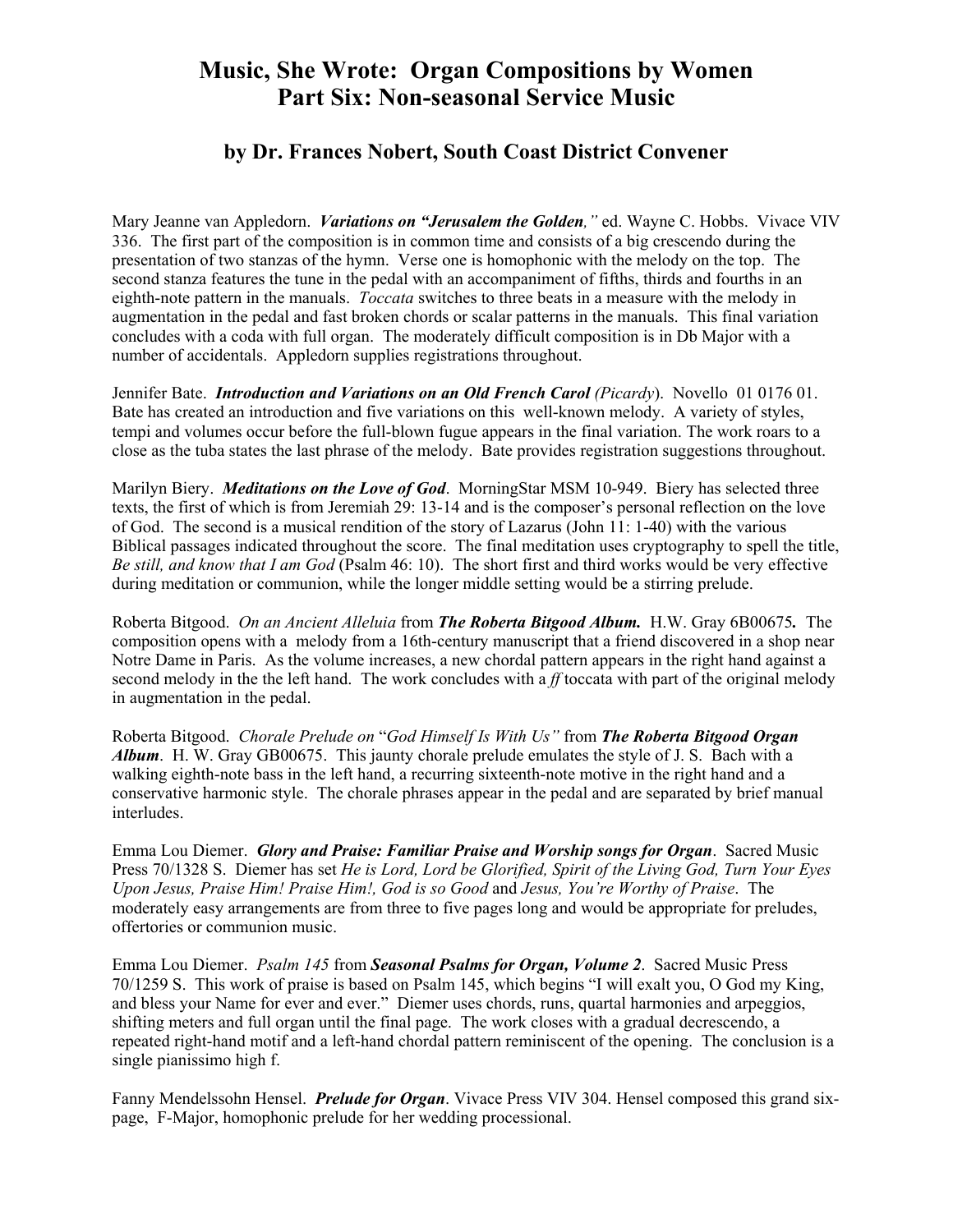# Music, She Wrote: Organ Compositions by Women
# Part Six: Non-seasonal Service Music

### by Dr. Frances Nobert, South Coast District Convener

Mary Jeanne van Appledorn. ***Variations on "Jerusalem the Golden,"*** ed. Wayne C. Hobbs. Vivace VIV 336. The first part of the composition is in common time and consists of a big crescendo during the presentation of two stanzas of the hymn. Verse one is homophonic with the melody on the top. The second stanza features the tune in the pedal with an accompaniment of fifths, thirds and fourths in an eighth-note pattern in the manuals. *Toccata* switches to three beats in a measure with the melody in augmentation in the pedal and fast broken chords or scalar patterns in the manuals. This final variation concludes with a coda with full organ. The moderately difficult composition is in Db Major with a number of accidentals. Appledorn supplies registrations throughout.

Jennifer Bate. ***Introduction and Variations on an Old French Carol*** *(Picardy*). Novello 01 0176 01. Bate has created an introduction and five variations on this well-known melody. A variety of styles, tempi and volumes occur before the full-blown fugue appears in the final variation. The work roars to a close as the tuba states the last phrase of the melody. Bate provides registration suggestions throughout.

Marilyn Biery. ***Meditations on the Love of God***. MorningStar MSM 10-949. Biery has selected three texts, the first of which is from Jeremiah 29: 13-14 and is the composer's personal reflection on the love of God. The second is a musical rendition of the story of Lazarus (John 11: 1-40) with the various Biblical passages indicated throughout the score. The final meditation uses cryptography to spell the title, *Be still, and know that I am God* (Psalm 46: 10). The short first and third works would be very effective during meditation or communion, while the longer middle setting would be a stirring prelude.

Roberta Bitgood. *On an Ancient Alleluia* from ***The Roberta Bitgood Album.*** H.W. Gray 6B00675**.** The composition opens with a melody from a 16th-century manuscript that a friend discovered in a shop near Notre Dame in Paris. As the volume increases, a new chordal pattern appears in the right hand against a second melody in the the left hand. The work concludes with a *ff* toccata with part of the original melody in augmentation in the pedal.

Roberta Bitgood. *Chorale Prelude on* "*God Himself Is With Us"* from ***The Roberta Bitgood Organ Album***. H. W. Gray GB00675. This jaunty chorale prelude emulates the style of J. S. Bach with a walking eighth-note bass in the left hand, a recurring sixteenth-note motive in the right hand and a conservative harmonic style. The chorale phrases appear in the pedal and are separated by brief manual interludes.

Emma Lou Diemer. ***Glory and Praise: Familiar Praise and Worship songs for Organ***. Sacred Music Press 70/1328 S. Diemer has set *He is Lord, Lord be Glorified, Spirit of the Living God, Turn Your Eyes Upon Jesus, Praise Him! Praise Him!, God is so Good* and *Jesus, You're Worthy of Praise*. The moderately easy arrangements are from three to five pages long and would be appropriate for preludes, offertories or communion music.

Emma Lou Diemer. *Psalm 145* from ***Seasonal Psalms for Organ, Volume 2***. Sacred Music Press 70/1259 S. This work of praise is based on Psalm 145, which begins "I will exalt you, O God my King, and bless your Name for ever and ever." Diemer uses chords, runs, quartal harmonies and arpeggios, shifting meters and full organ until the final page. The work closes with a gradual decrescendo, a repeated right-hand motif and a left-hand chordal pattern reminiscent of the opening. The conclusion is a single pianissimo high f.

Fanny Mendelssohn Hensel. ***Prelude for Organ***. Vivace Press VIV 304. Hensel composed this grand six-page, F-Major, homophonic prelude for her wedding processional.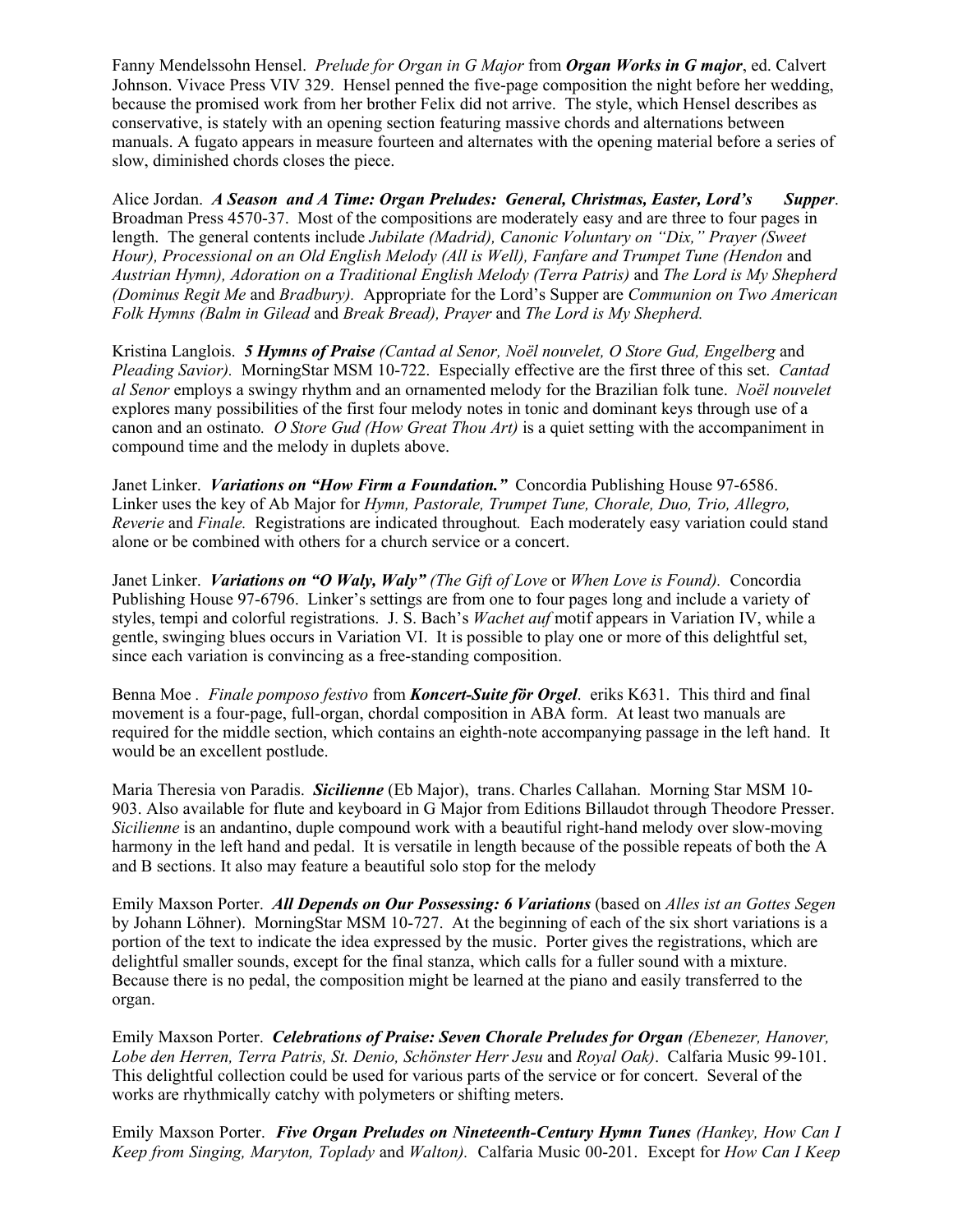Fanny Mendelssohn Hensel. *Prelude for Organ in G Major* from ***Organ Works in G major***, ed. Calvert Johnson. Vivace Press VIV 329. Hensel penned the five-page composition the night before her wedding, because the promised work from her brother Felix did not arrive. The style, which Hensel describes as conservative, is stately with an opening section featuring massive chords and alternations between manuals. A fugato appears in measure fourteen and alternates with the opening material before a series of slow, diminished chords closes the piece.

Alice Jordan. ***A Season and A Time: Organ Preludes: General, Christmas, Easter, Lord's Supper***. Broadman Press 4570-37. Most of the compositions are moderately easy and are three to four pages in length. The general contents include *Jubilate (Madrid), Canonic Voluntary on "Dix," Prayer (Sweet Hour), Processional on an Old English Melody (All is Well), Fanfare and Trumpet Tune (Hendon* and *Austrian Hymn), Adoration on a Traditional English Melody (Terra Patris)* and *The Lord is My Shepherd (Dominus Regit Me* and *Bradbury).* Appropriate for the Lord's Supper are *Communion on Two American Folk Hymns (Balm in Gilead* and *Break Bread), Prayer* and *The Lord is My Shepherd.*

Kristina Langlois. ***5 Hymns of Praise*** *(Cantad al Senor, Noël nouvelet, O Store Gud, Engelberg* and *Pleading Savior).* MorningStar MSM 10-722. Especially effective are the first three of this set. *Cantad al Senor* employs a swingy rhythm and an ornamented melody for the Brazilian folk tune. *Noël nouvelet* explores many possibilities of the first four melody notes in tonic and dominant keys through use of a canon and an ostinato*. O Store Gud (How Great Thou Art)* is a quiet setting with the accompaniment in compound time and the melody in duplets above.

Janet Linker. ***Variations on "How Firm a Foundation."*** Concordia Publishing House 97-6586. Linker uses the key of Ab Major for *Hymn, Pastorale, Trumpet Tune, Chorale, Duo, Trio, Allegro, Reverie* and *Finale.* Registrations are indicated throughout*.* Each moderately easy variation could stand alone or be combined with others for a church service or a concert.

Janet Linker. ***Variations on "O Waly, Waly"*** *(The Gift of Love* or *When Love is Found).* Concordia Publishing House 97-6796. Linker's settings are from one to four pages long and include a variety of styles, tempi and colorful registrations. J. S. Bach's *Wachet auf* motif appears in Variation IV, while a gentle, swinging blues occurs in Variation VI. It is possible to play one or more of this delightful set, since each variation is convincing as a free-standing composition.

Benna Moe . *Finale pomposo festivo* from ***Koncert-Suite för Orgel***. eriks K631. This third and final movement is a four-page, full-organ, chordal composition in ABA form. At least two manuals are required for the middle section, which contains an eighth-note accompanying passage in the left hand. It would be an excellent postlude.

Maria Theresia von Paradis. ***Sicilienne*** (Eb Major), trans. Charles Callahan. Morning Star MSM 10-903. Also available for flute and keyboard in G Major from Editions Billaudot through Theodore Presser. *Sicilienne* is an andantino, duple compound work with a beautiful right-hand melody over slow-moving harmony in the left hand and pedal. It is versatile in length because of the possible repeats of both the A and B sections. It also may feature a beautiful solo stop for the melody

Emily Maxson Porter. ***All Depends on Our Possessing: 6 Variations*** (based on *Alles ist an Gottes Segen* by Johann Löhner). MorningStar MSM 10-727. At the beginning of each of the six short variations is a portion of the text to indicate the idea expressed by the music. Porter gives the registrations, which are delightful smaller sounds, except for the final stanza, which calls for a fuller sound with a mixture. Because there is no pedal, the composition might be learned at the piano and easily transferred to the organ.

Emily Maxson Porter. ***Celebrations of Praise: Seven Chorale Preludes for Organ*** *(Ebenezer, Hanover, Lobe den Herren, Terra Patris, St. Denio, Schönster Herr Jesu* and *Royal Oak)*. Calfaria Music 99-101. This delightful collection could be used for various parts of the service or for concert. Several of the works are rhythmically catchy with polymeters or shifting meters.

Emily Maxson Porter. ***Five Organ Preludes on Nineteenth-Century Hymn Tunes*** *(Hankey, How Can I Keep from Singing, Maryton, Toplady* and *Walton).* Calfaria Music 00-201. Except for *How Can I Keep*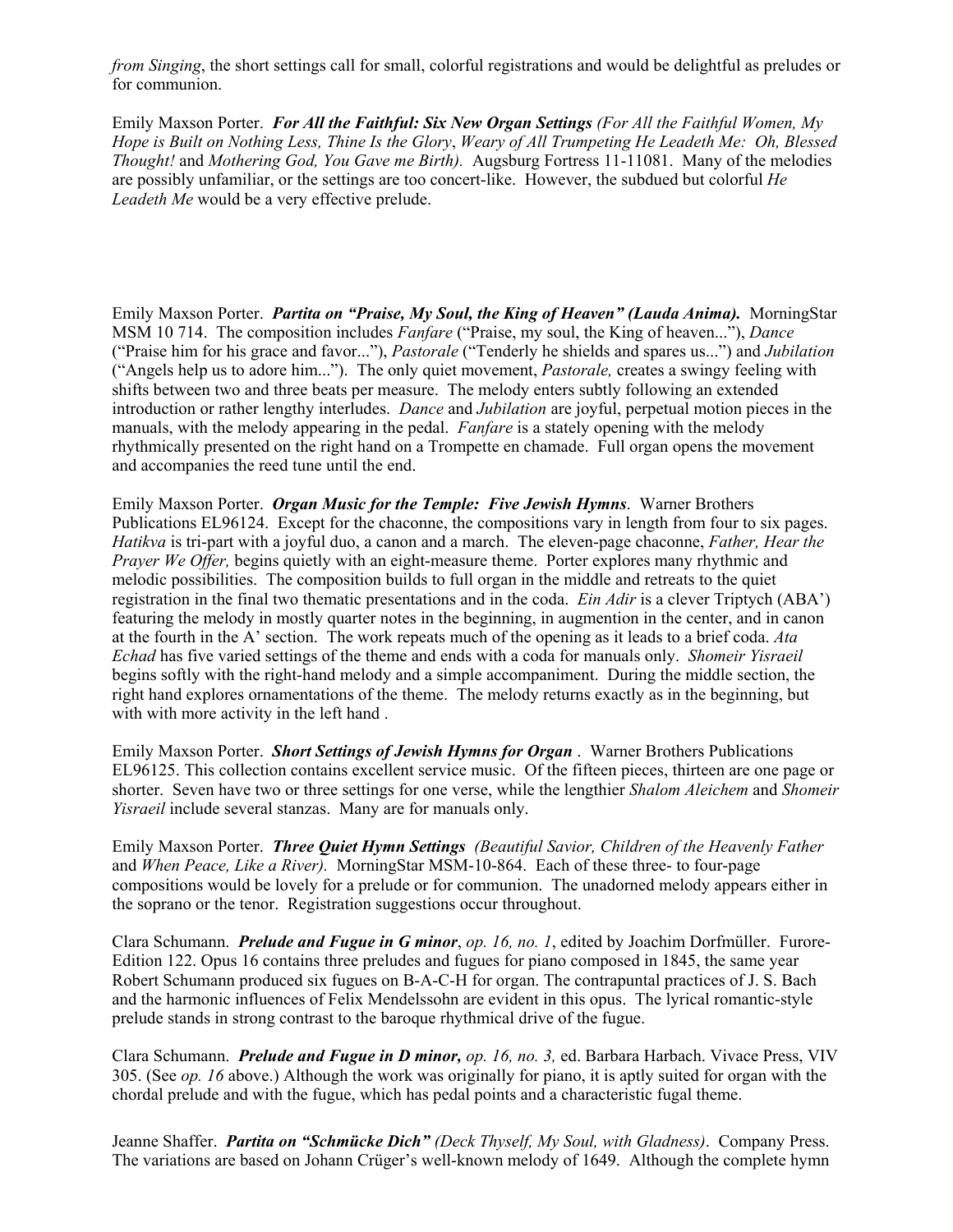*from Singing*, the short settings call for small, colorful registrations and would be delightful as preludes or for communion.

Emily Maxson Porter. ***For All the Faithful: Six New Organ Settings*** *(For All the Faithful Women, My Hope is Built on Nothing Less, Thine Is the Glory*, *Weary of All Trumpeting He Leadeth Me: Oh, Blessed Thought!* and *Mothering God, You Gave me Birth).* Augsburg Fortress 11-11081. Many of the melodies are possibly unfamiliar, or the settings are too concert-like. However, the subdued but colorful *He Leadeth Me* would be a very effective prelude.

Emily Maxson Porter. ***Partita on "Praise, My Soul, the King of Heaven" (Lauda Anima).*** MorningStar MSM 10 714. The composition includes *Fanfare* ("Praise, my soul, the King of heaven..."), *Dance* ("Praise him for his grace and favor..."), *Pastorale* ("Tenderly he shields and spares us...") and *Jubilation* ("Angels help us to adore him..."). The only quiet movement, *Pastorale,* creates a swingy feeling with shifts between two and three beats per measure. The melody enters subtly following an extended introduction or rather lengthy interludes. *Dance* and *Jubilation* are joyful, perpetual motion pieces in the manuals, with the melody appearing in the pedal. *Fanfare* is a stately opening with the melody rhythmically presented on the right hand on a Trompette en chamade. Full organ opens the movement and accompanies the reed tune until the end.

Emily Maxson Porter. ***Organ Music for the Temple: Five Jewish Hymns***. Warner Brothers Publications EL96124. Except for the chaconne, the compositions vary in length from four to six pages. *Hatikva* is tri-part with a joyful duo, a canon and a march. The eleven-page chaconne, *Father, Hear the Prayer We Offer,* begins quietly with an eight-measure theme. Porter explores many rhythmic and melodic possibilities. The composition builds to full organ in the middle and retreats to the quiet registration in the final two thematic presentations and in the coda. *Ein Adir* is a clever Triptych (ABA') featuring the melody in mostly quarter notes in the beginning, in augmention in the center, and in canon at the fourth in the A' section. The work repeats much of the opening as it leads to a brief coda. *Ata Echad* has five varied settings of the theme and ends with a coda for manuals only. *Shomeir Yisraeil* begins softly with the right-hand melody and a simple accompaniment. During the middle section, the right hand explores ornamentations of the theme. The melody returns exactly as in the beginning, but with with more activity in the left hand .

Emily Maxson Porter. ***Short Settings of Jewish Hymns for Organ*** . Warner Brothers Publications EL96125. This collection contains excellent service music. Of the fifteen pieces, thirteen are one page or shorter. Seven have two or three settings for one verse, while the lengthier *Shalom Aleichem* and *Shomeir Yisraeil* include several stanzas. Many are for manuals only.

Emily Maxson Porter. ***Three Quiet Hymn Settings*** *(Beautiful Savior, Children of the Heavenly Father* and *When Peace, Like a River).* MorningStar MSM-10-864. Each of these three- to four-page compositions would be lovely for a prelude or for communion. The unadorned melody appears either in the soprano or the tenor. Registration suggestions occur throughout.

Clara Schumann. ***Prelude and Fugue in G minor***, *op. 16, no. 1*, edited by Joachim Dorfmüller. Furore-Edition 122. Opus 16 contains three preludes and fugues for piano composed in 1845, the same year Robert Schumann produced six fugues on B-A-C-H for organ. The contrapuntal practices of J. S. Bach and the harmonic influences of Felix Mendelssohn are evident in this opus. The lyrical romantic-style prelude stands in strong contrast to the baroque rhythmical drive of the fugue.

Clara Schumann. ***Prelude and Fugue in D minor,*** *op. 16, no. 3,* ed. Barbara Harbach. Vivace Press, VIV 305. (See *op. 16* above.) Although the work was originally for piano, it is aptly suited for organ with the chordal prelude and with the fugue, which has pedal points and a characteristic fugal theme.

Jeanne Shaffer. ***Partita on "Schmücke Dich"*** *(Deck Thyself, My Soul, with Gladness)*. Company Press. The variations are based on Johann Crüger's well-known melody of 1649. Although the complete hymn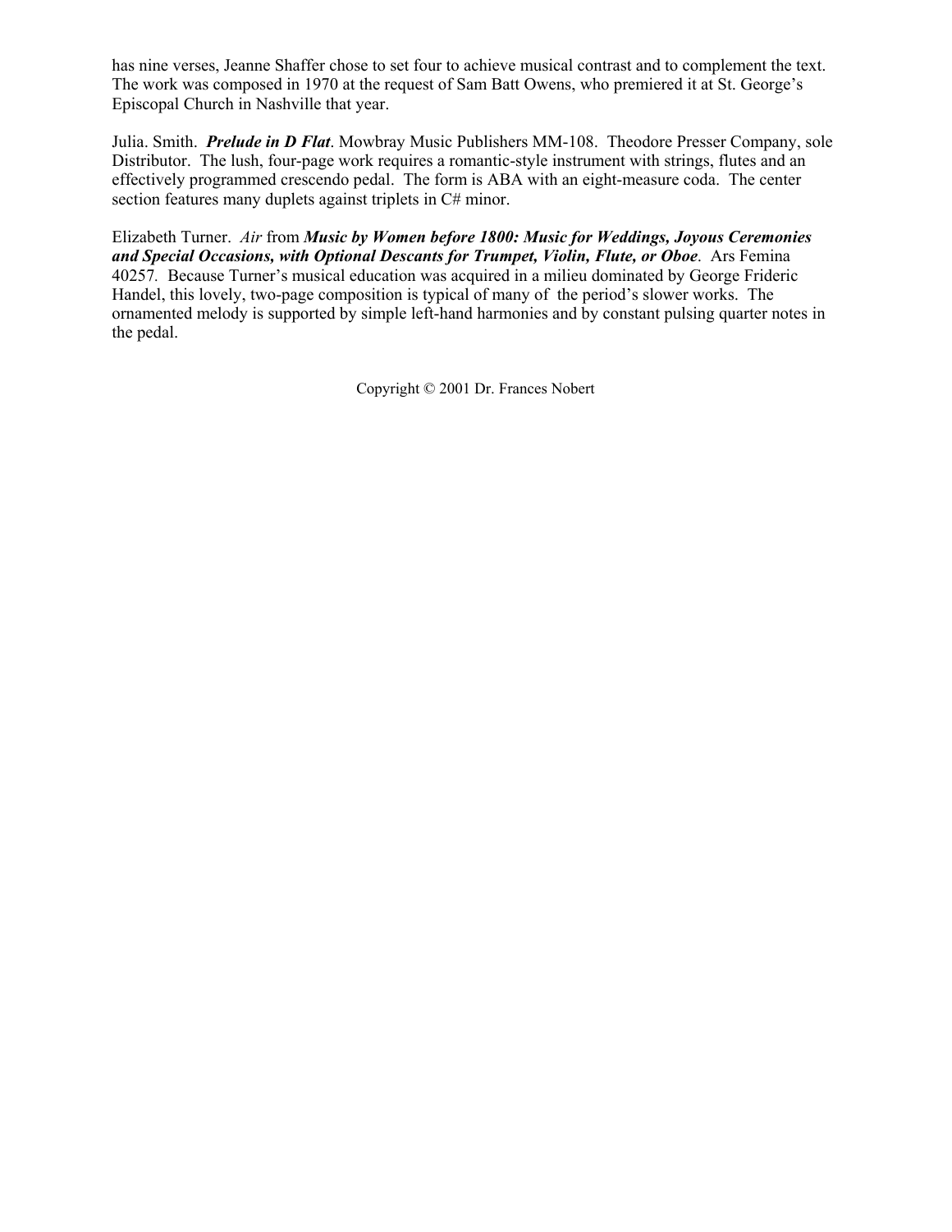has nine verses, Jeanne Shaffer chose to set four to achieve musical contrast and to complement the text. The work was composed in 1970 at the request of Sam Batt Owens, who premiered it at St. George's Episcopal Church in Nashville that year.

Julia. Smith. ***Prelude in D Flat***. Mowbray Music Publishers MM-108. Theodore Presser Company, sole Distributor. The lush, four-page work requires a romantic-style instrument with strings, flutes and an effectively programmed crescendo pedal. The form is ABA with an eight-measure coda. The center section features many duplets against triplets in C# minor.

Elizabeth Turner. *Air* from ***Music by Women before 1800: Music for Weddings, Joyous Ceremonies and Special Occasions, with Optional Descants for Trumpet, Violin, Flute, or Oboe***. Ars Femina 40257. Because Turner's musical education was acquired in a milieu dominated by George Frideric Handel, this lovely, two-page composition is typical of many of the period's slower works. The ornamented melody is supported by simple left-hand harmonies and by constant pulsing quarter notes in the pedal.

Copyright © 2001 Dr. Frances Nobert